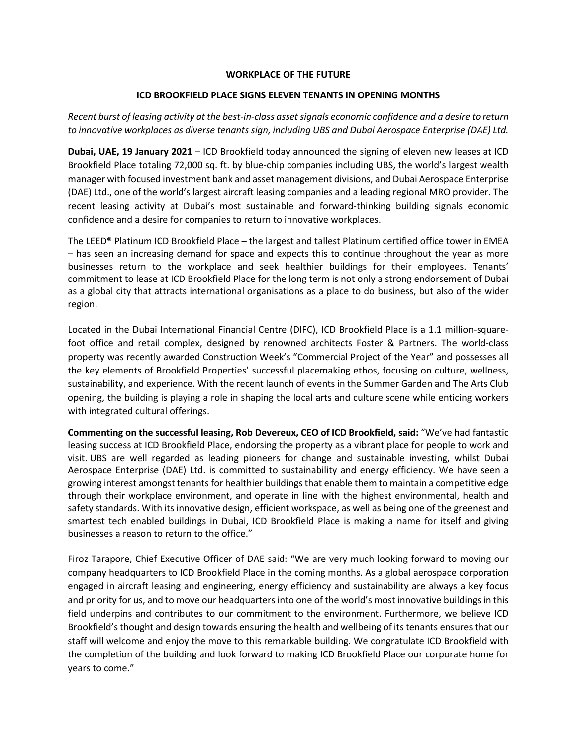**WORKPLACE OF THE FUTURE**

**ICD BROOKFIELD PLACE SIGNS ELEVEN TENANTS IN OPENING MONTHS**

*Recent burst of leasing activity at the best-in-class asset signals economic confidence and a desire to return to innovative workplaces as diverse tenants sign, including UBS and Dubai Aerospace Enterprise (DAE) Ltd.*

**Dubai, UAE, 19 January 2021** – ICD Brookfield today announced the signing of eleven new leases at ICD Brookfield Place totaling 72,000 sq. ft. by blue-chip companies including UBS, the world's largest wealth manager with focused investment bank and asset management divisions, and Dubai Aerospace Enterprise (DAE) Ltd., one of the world's largest aircraft leasing companies and a leading regional MRO provider. The recent leasing activity at Dubai's most sustainable and forward-thinking building signals economic confidence and a desire for companies to return to innovative workplaces.

The LEED® Platinum ICD Brookfield Place – the largest and tallest Platinum certified office tower in EMEA – has seen an increasing demand for space and expects this to continue throughout the year as more businesses return to the workplace and seek healthier buildings for their employees. Tenants' commitment to lease at ICD Brookfield Place for the long term is not only a strong endorsement of Dubai as a global city that attracts international organisations as a place to do business, but also of the wider region.

Located in the Dubai International Financial Centre (DIFC), ICD Brookfield Place is a 1.1 million-square-foot office and retail complex, designed by renowned architects Foster & Partners. The world-class property was recently awarded Construction Week's "Commercial Project of the Year" and possesses all the key elements of Brookfield Properties' successful placemaking ethos, focusing on culture, wellness, sustainability, and experience. With the recent launch of events in the Summer Garden and The Arts Club opening, the building is playing a role in shaping the local arts and culture scene while enticing workers with integrated cultural offerings.

**Commenting on the successful leasing, Rob Devereux, CEO of ICD Brookfield, said:** "We've had fantastic leasing success at ICD Brookfield Place, endorsing the property as a vibrant place for people to work and visit. UBS are well regarded as leading pioneers for change and sustainable investing, whilst Dubai Aerospace Enterprise (DAE) Ltd. is committed to sustainability and energy efficiency. We have seen a growing interest amongst tenants for healthier buildings that enable them to maintain a competitive edge through their workplace environment, and operate in line with the highest environmental, health and safety standards. With its innovative design, efficient workspace, as well as being one of the greenest and smartest tech enabled buildings in Dubai, ICD Brookfield Place is making a name for itself and giving businesses a reason to return to the office."

Firoz Tarapore, Chief Executive Officer of DAE said: "We are very much looking forward to moving our company headquarters to ICD Brookfield Place in the coming months. As a global aerospace corporation engaged in aircraft leasing and engineering, energy efficiency and sustainability are always a key focus and priority for us, and to move our headquarters into one of the world's most innovative buildings in this field underpins and contributes to our commitment to the environment. Furthermore, we believe ICD Brookfield's thought and design towards ensuring the health and wellbeing of its tenants ensures that our staff will welcome and enjoy the move to this remarkable building. We congratulate ICD Brookfield with the completion of the building and look forward to making ICD Brookfield Place our corporate home for years to come."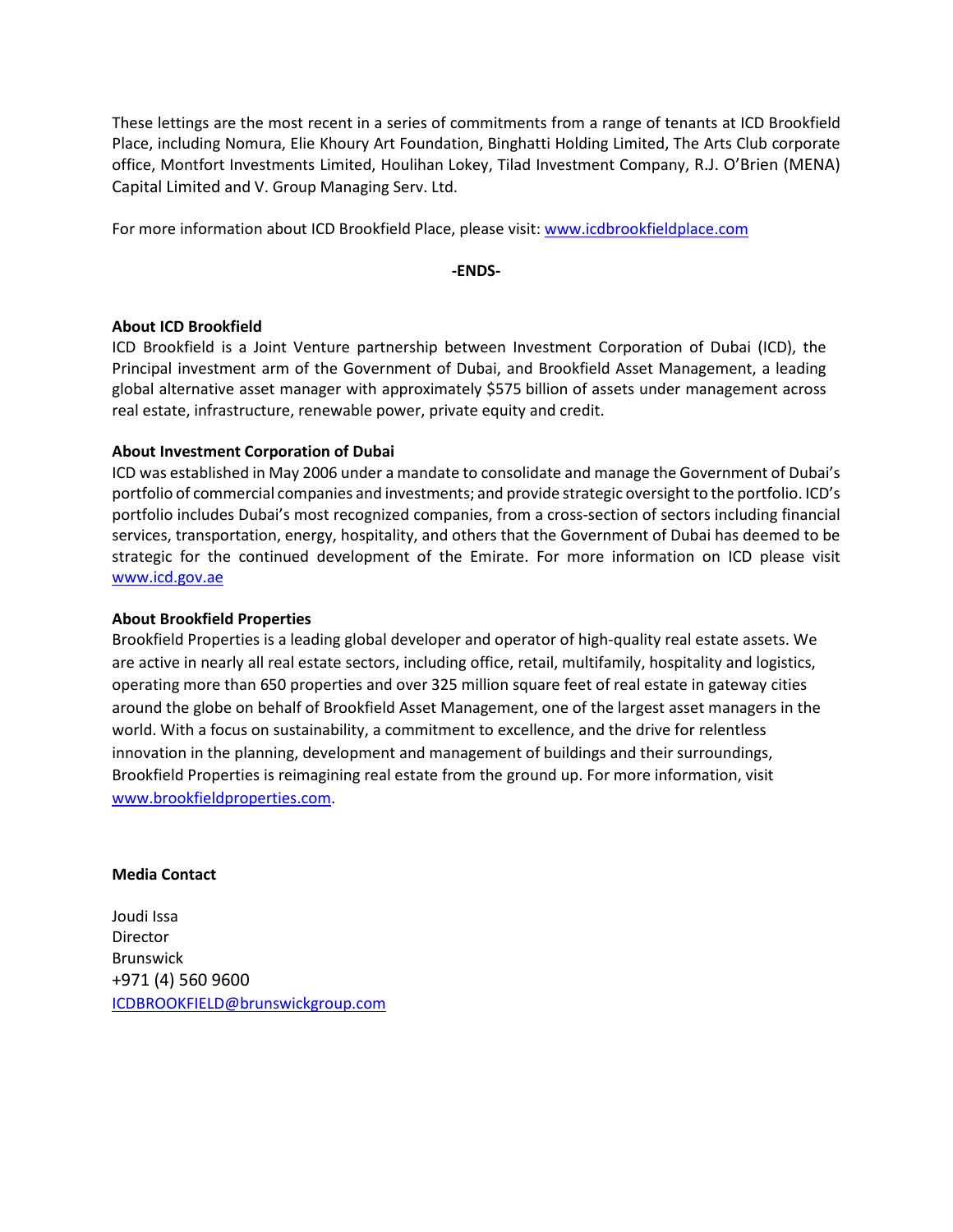These lettings are the most recent in a series of commitments from a range of tenants at ICD Brookfield Place, including Nomura, Elie Khoury Art Foundation, Binghatti Holding Limited, The Arts Club corporate office, Montfort Investments Limited, Houlihan Lokey, Tilad Investment Company, R.J. O'Brien (MENA) Capital Limited and V. Group Managing Serv. Ltd.

For more information about ICD Brookfield Place, please visit: www.icdbrookfieldplace.com

**-ENDS-**

**About ICD Brookfield**

ICD Brookfield is a Joint Venture partnership between Investment Corporation of Dubai (ICD), the Principal investment arm of the Government of Dubai, and Brookfield Asset Management, a leading global alternative asset manager with approximately $575 billion of assets under management across real estate, infrastructure, renewable power, private equity and credit.

**About Investment Corporation of Dubai**

ICD was established in May 2006 under a mandate to consolidate and manage the Government of Dubai's portfolio of commercial companies and investments; and provide strategic oversight to the portfolio. ICD's portfolio includes Dubai's most recognized companies, from a cross-section of sectors including financial services, transportation, energy, hospitality, and others that the Government of Dubai has deemed to be strategic for the continued development of the Emirate. For more information on ICD please visit www.icd.gov.ae

**About Brookfield Properties**

Brookfield Properties is a leading global developer and operator of high-quality real estate assets. We are active in nearly all real estate sectors, including office, retail, multifamily, hospitality and logistics, operating more than 650 properties and over 325 million square feet of real estate in gateway cities around the globe on behalf of Brookfield Asset Management, one of the largest asset managers in the world. With a focus on sustainability, a commitment to excellence, and the drive for relentless innovation in the planning, development and management of buildings and their surroundings, Brookfield Properties is reimagining real estate from the ground up. For more information, visit www.brookfieldproperties.com.

**Media Contact**

Joudi Issa
Director
Brunswick
+971 (4) 560 9600
ICDBROOKFIELD@brunswickgroup.com